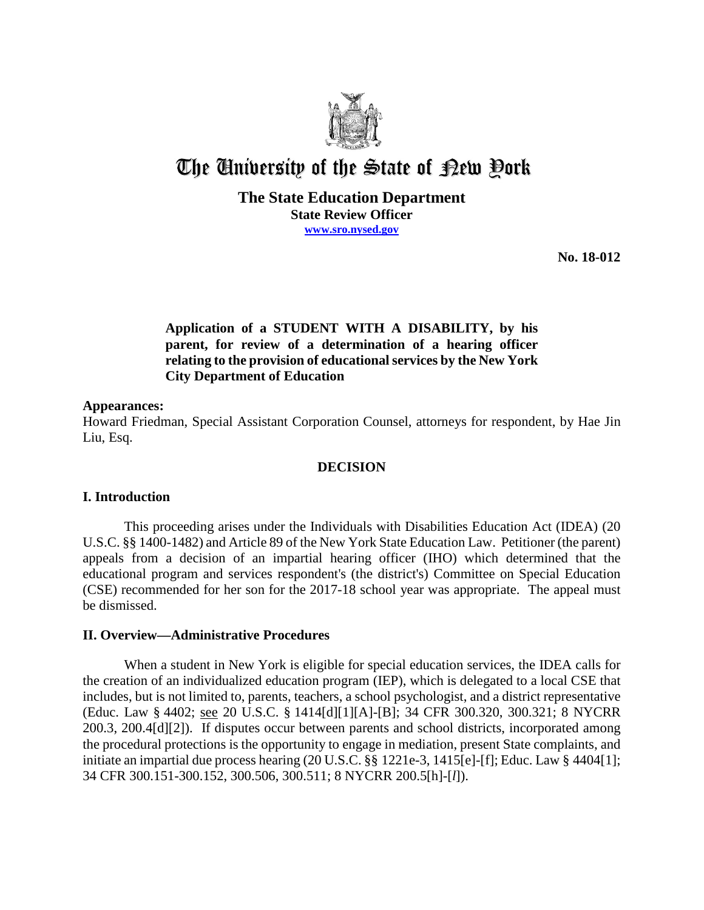# The University of the State of New York

**The State Education Department**
**State Review Officer**
**www.sro.nysed.gov**

**No. 18-012**

**Application of a STUDENT WITH A DISABILITY, by his parent, for review of a determination of a hearing officer relating to the provision of educational services by the New York City Department of Education**

**Appearances:**
Howard Friedman, Special Assistant Corporation Counsel, attorneys for respondent, by Hae Jin Liu, Esq.

## DECISION

### I. Introduction

This proceeding arises under the Individuals with Disabilities Education Act (IDEA) (20 U.S.C. §§ 1400-1482) and Article 89 of the New York State Education Law. Petitioner (the parent) appeals from a decision of an impartial hearing officer (IHO) which determined that the educational program and services respondent's (the district's) Committee on Special Education (CSE) recommended for her son for the 2017-18 school year was appropriate. The appeal must be dismissed.

### II. Overview—Administrative Procedures

When a student in New York is eligible for special education services, the IDEA calls for the creation of an individualized education program (IEP), which is delegated to a local CSE that includes, but is not limited to, parents, teachers, a school psychologist, and a district representative (Educ. Law § 4402; see 20 U.S.C. § 1414[d][1][A]-[B]; 34 CFR 300.320, 300.321; 8 NYCRR 200.3, 200.4[d][2]). If disputes occur between parents and school districts, incorporated among the procedural protections is the opportunity to engage in mediation, present State complaints, and initiate an impartial due process hearing (20 U.S.C. §§ 1221e-3, 1415[e]-[f]; Educ. Law § 4404[1]; 34 CFR 300.151-300.152, 300.506, 300.511; 8 NYCRR 200.5[h]-[*l*]).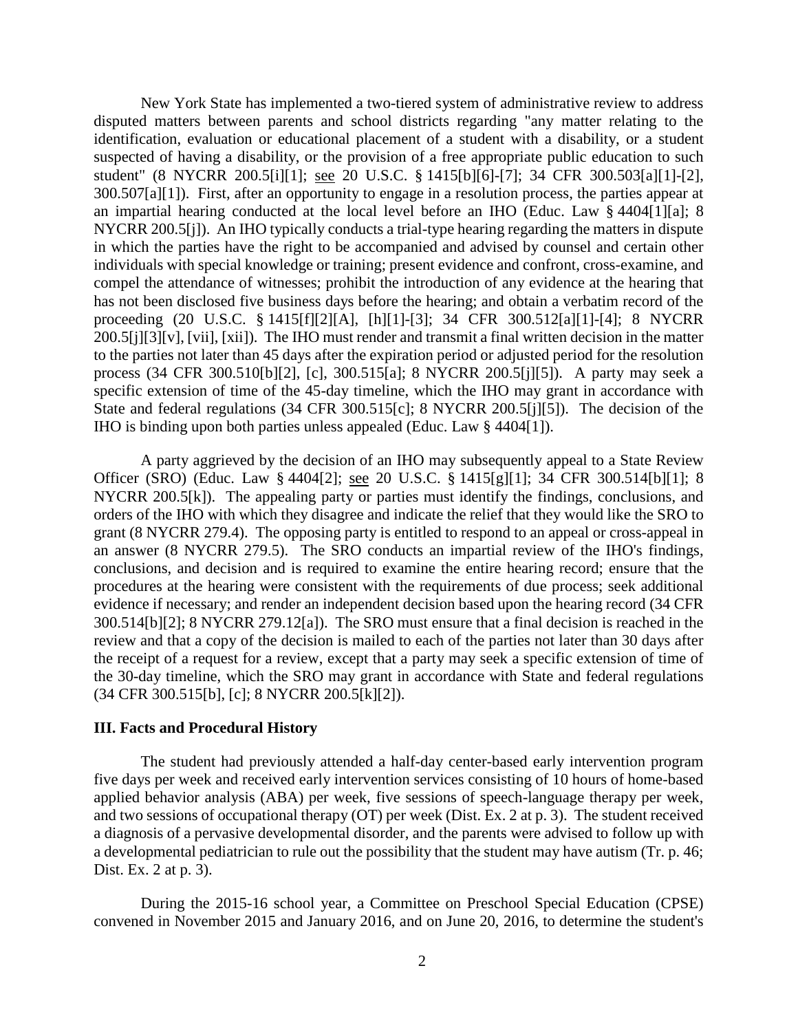New York State has implemented a two-tiered system of administrative review to address disputed matters between parents and school districts regarding "any matter relating to the identification, evaluation or educational placement of a student with a disability, or a student suspected of having a disability, or the provision of a free appropriate public education to such student" (8 NYCRR 200.5[i][1]; see 20 U.S.C. § 1415[b][6]-[7]; 34 CFR 300.503[a][1]-[2], 300.507[a][1]). First, after an opportunity to engage in a resolution process, the parties appear at an impartial hearing conducted at the local level before an IHO (Educ. Law § 4404[1][a]; 8 NYCRR 200.5[j]). An IHO typically conducts a trial-type hearing regarding the matters in dispute in which the parties have the right to be accompanied and advised by counsel and certain other individuals with special knowledge or training; present evidence and confront, cross-examine, and compel the attendance of witnesses; prohibit the introduction of any evidence at the hearing that has not been disclosed five business days before the hearing; and obtain a verbatim record of the proceeding (20 U.S.C. § 1415[f][2][A], [h][1]-[3]; 34 CFR 300.512[a][1]-[4]; 8 NYCRR 200.5[j][3][v], [vii], [xii]). The IHO must render and transmit a final written decision in the matter to the parties not later than 45 days after the expiration period or adjusted period for the resolution process (34 CFR 300.510[b][2], [c], 300.515[a]; 8 NYCRR 200.5[j][5]). A party may seek a specific extension of time of the 45-day timeline, which the IHO may grant in accordance with State and federal regulations (34 CFR 300.515[c]; 8 NYCRR 200.5[j][5]). The decision of the IHO is binding upon both parties unless appealed (Educ. Law § 4404[1]).

A party aggrieved by the decision of an IHO may subsequently appeal to a State Review Officer (SRO) (Educ. Law § 4404[2]; see 20 U.S.C. § 1415[g][1]; 34 CFR 300.514[b][1]; 8 NYCRR 200.5[k]). The appealing party or parties must identify the findings, conclusions, and orders of the IHO with which they disagree and indicate the relief that they would like the SRO to grant (8 NYCRR 279.4). The opposing party is entitled to respond to an appeal or cross-appeal in an answer (8 NYCRR 279.5). The SRO conducts an impartial review of the IHO's findings, conclusions, and decision and is required to examine the entire hearing record; ensure that the procedures at the hearing were consistent with the requirements of due process; seek additional evidence if necessary; and render an independent decision based upon the hearing record (34 CFR 300.514[b][2]; 8 NYCRR 279.12[a]). The SRO must ensure that a final decision is reached in the review and that a copy of the decision is mailed to each of the parties not later than 30 days after the receipt of a request for a review, except that a party may seek a specific extension of time of the 30-day timeline, which the SRO may grant in accordance with State and federal regulations (34 CFR 300.515[b], [c]; 8 NYCRR 200.5[k][2]).

## III. Facts and Procedural History

The student had previously attended a half-day center-based early intervention program five days per week and received early intervention services consisting of 10 hours of home-based applied behavior analysis (ABA) per week, five sessions of speech-language therapy per week, and two sessions of occupational therapy (OT) per week (Dist. Ex. 2 at p. 3). The student received a diagnosis of a pervasive developmental disorder, and the parents were advised to follow up with a developmental pediatrician to rule out the possibility that the student may have autism (Tr. p. 46; Dist. Ex. 2 at p. 3).

During the 2015-16 school year, a Committee on Preschool Special Education (CPSE) convened in November 2015 and January 2016, and on June 20, 2016, to determine the student's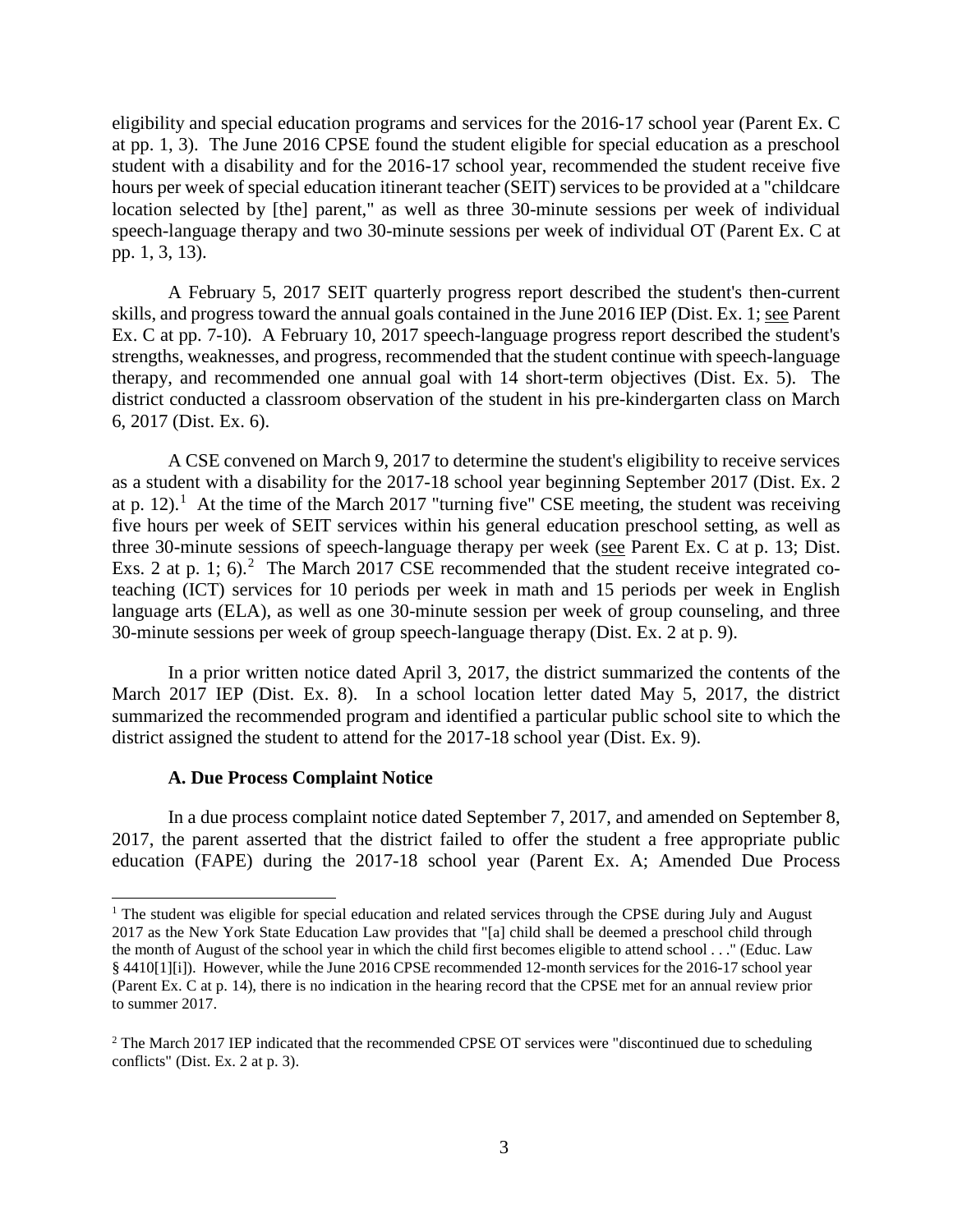eligibility and special education programs and services for the 2016-17 school year (Parent Ex. C at pp. 1, 3). The June 2016 CPSE found the student eligible for special education as a preschool student with a disability and for the 2016-17 school year, recommended the student receive five hours per week of special education itinerant teacher (SEIT) services to be provided at a "childcare location selected by [the] parent," as well as three 30-minute sessions per week of individual speech-language therapy and two 30-minute sessions per week of individual OT (Parent Ex. C at pp. 1, 3, 13).

A February 5, 2017 SEIT quarterly progress report described the student's then-current skills, and progress toward the annual goals contained in the June 2016 IEP (Dist. Ex. 1; see Parent Ex. C at pp. 7-10). A February 10, 2017 speech-language progress report described the student's strengths, weaknesses, and progress, recommended that the student continue with speech-language therapy, and recommended one annual goal with 14 short-term objectives (Dist. Ex. 5). The district conducted a classroom observation of the student in his pre-kindergarten class on March 6, 2017 (Dist. Ex. 6).

A CSE convened on March 9, 2017 to determine the student's eligibility to receive services as a student with a disability for the 2017-18 school year beginning September 2017 (Dist. Ex. 2 at p. 12).[1] At the time of the March 2017 "turning five" CSE meeting, the student was receiving five hours per week of SEIT services within his general education preschool setting, as well as three 30-minute sessions of speech-language therapy per week (see Parent Ex. C at p. 13; Dist. Exs. 2 at p. 1; 6).[2] The March 2017 CSE recommended that the student receive integrated co-teaching (ICT) services for 10 periods per week in math and 15 periods per week in English language arts (ELA), as well as one 30-minute session per week of group counseling, and three 30-minute sessions per week of group speech-language therapy (Dist. Ex. 2 at p. 9).

In a prior written notice dated April 3, 2017, the district summarized the contents of the March 2017 IEP (Dist. Ex. 8). In a school location letter dated May 5, 2017, the district summarized the recommended program and identified a particular public school site to which the district assigned the student to attend for the 2017-18 school year (Dist. Ex. 9).

### A. Due Process Complaint Notice

In a due process complaint notice dated September 7, 2017, and amended on September 8, 2017, the parent asserted that the district failed to offer the student a free appropriate public education (FAPE) during the 2017-18 school year (Parent Ex. A; Amended Due Process

---

[1] The student was eligible for special education and related services through the CPSE during July and August 2017 as the New York State Education Law provides that "[a] child shall be deemed a preschool child through the month of August of the school year in which the child first becomes eligible to attend school . . ." (Educ. Law § 4410[1][i]). However, while the June 2016 CPSE recommended 12-month services for the 2016-17 school year (Parent Ex. C at p. 14), there is no indication in the hearing record that the CPSE met for an annual review prior to summer 2017.

[2] The March 2017 IEP indicated that the recommended CPSE OT services were "discontinued due to scheduling conflicts" (Dist. Ex. 2 at p. 3).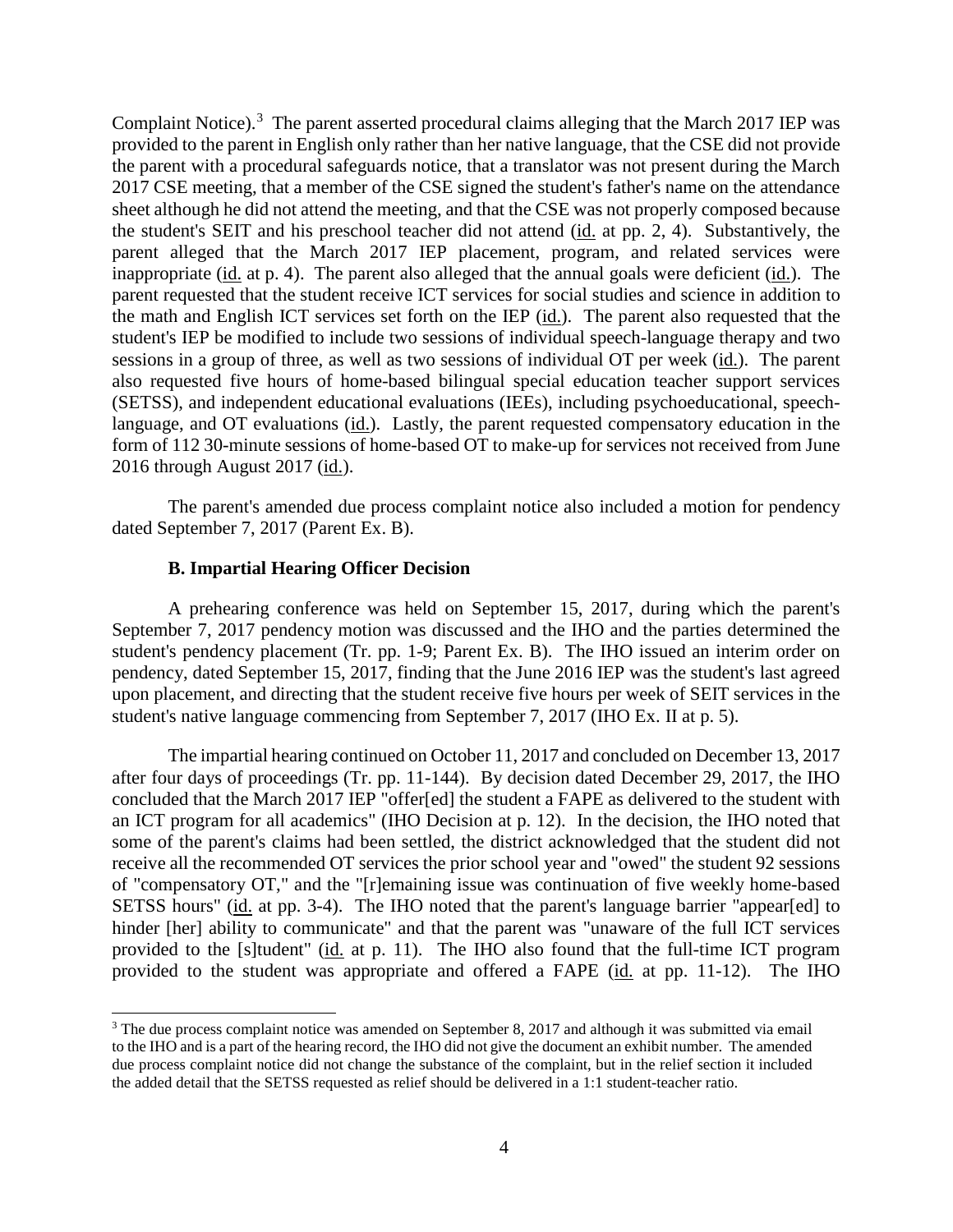Complaint Notice).[3] The parent asserted procedural claims alleging that the March 2017 IEP was provided to the parent in English only rather than her native language, that the CSE did not provide the parent with a procedural safeguards notice, that a translator was not present during the March 2017 CSE meeting, that a member of the CSE signed the student's father's name on the attendance sheet although he did not attend the meeting, and that the CSE was not properly composed because the student's SEIT and his preschool teacher did not attend (id. at pp. 2, 4). Substantively, the parent alleged that the March 2017 IEP placement, program, and related services were inappropriate (id. at p. 4). The parent also alleged that the annual goals were deficient (id.). The parent requested that the student receive ICT services for social studies and science in addition to the math and English ICT services set forth on the IEP (id.). The parent also requested that the student's IEP be modified to include two sessions of individual speech-language therapy and two sessions in a group of three, as well as two sessions of individual OT per week (id.). The parent also requested five hours of home-based bilingual special education teacher support services (SETSS), and independent educational evaluations (IEEs), including psychoeducational, speech-language, and OT evaluations (id.). Lastly, the parent requested compensatory education in the form of 112 30-minute sessions of home-based OT to make-up for services not received from June 2016 through August 2017 (id.).

The parent's amended due process complaint notice also included a motion for pendency dated September 7, 2017 (Parent Ex. B).

### B. Impartial Hearing Officer Decision

A prehearing conference was held on September 15, 2017, during which the parent's September 7, 2017 pendency motion was discussed and the IHO and the parties determined the student's pendency placement (Tr. pp. 1-9; Parent Ex. B). The IHO issued an interim order on pendency, dated September 15, 2017, finding that the June 2016 IEP was the student's last agreed upon placement, and directing that the student receive five hours per week of SEIT services in the student's native language commencing from September 7, 2017 (IHO Ex. II at p. 5).

The impartial hearing continued on October 11, 2017 and concluded on December 13, 2017 after four days of proceedings (Tr. pp. 11-144). By decision dated December 29, 2017, the IHO concluded that the March 2017 IEP "offer[ed] the student a FAPE as delivered to the student with an ICT program for all academics" (IHO Decision at p. 12). In the decision, the IHO noted that some of the parent's claims had been settled, the district acknowledged that the student did not receive all the recommended OT services the prior school year and "owed" the student 92 sessions of "compensatory OT," and the "[r]emaining issue was continuation of five weekly home-based SETSS hours" (id. at pp. 3-4). The IHO noted that the parent's language barrier "appear[ed] to hinder [her] ability to communicate" and that the parent was "unaware of the full ICT services provided to the [s]tudent" (id. at p. 11). The IHO also found that the full-time ICT program provided to the student was appropriate and offered a FAPE (id. at pp. 11-12). The IHO

---

[3] The due process complaint notice was amended on September 8, 2017 and although it was submitted via email to the IHO and is a part of the hearing record, the IHO did not give the document an exhibit number. The amended due process complaint notice did not change the substance of the complaint, but in the relief section it included the added detail that the SETSS requested as relief should be delivered in a 1:1 student-teacher ratio.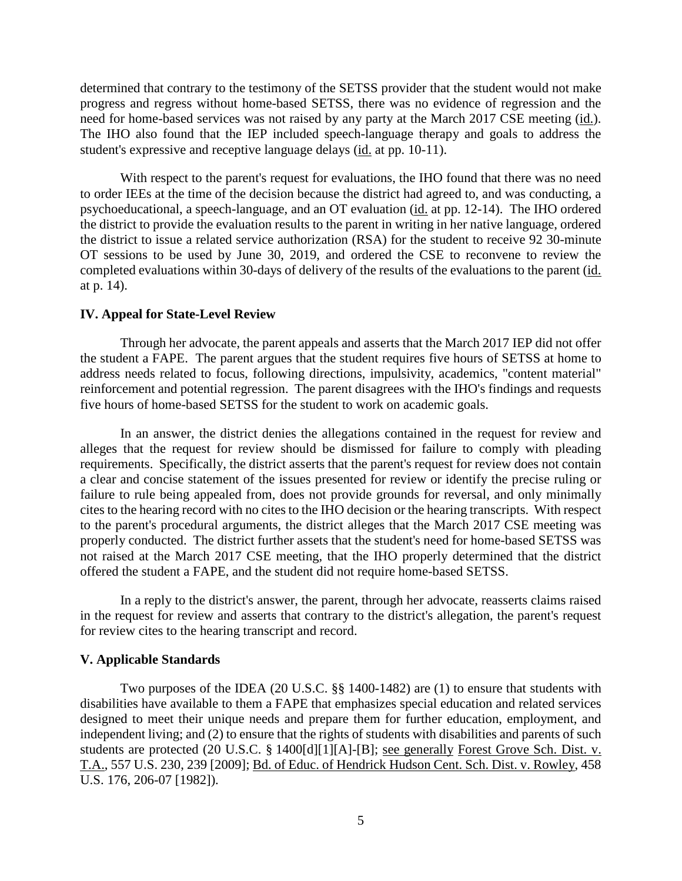determined that contrary to the testimony of the SETSS provider that the student would not make progress and regress without home-based SETSS, there was no evidence of regression and the need for home-based services was not raised by any party at the March 2017 CSE meeting (id.). The IHO also found that the IEP included speech-language therapy and goals to address the student's expressive and receptive language delays (id. at pp. 10-11).

With respect to the parent's request for evaluations, the IHO found that there was no need to order IEEs at the time of the decision because the district had agreed to, and was conducting, a psychoeducational, a speech-language, and an OT evaluation (id. at pp. 12-14). The IHO ordered the district to provide the evaluation results to the parent in writing in her native language, ordered the district to issue a related service authorization (RSA) for the student to receive 92 30-minute OT sessions to be used by June 30, 2019, and ordered the CSE to reconvene to review the completed evaluations within 30-days of delivery of the results of the evaluations to the parent (id. at p. 14).

### IV. Appeal for State-Level Review

Through her advocate, the parent appeals and asserts that the March 2017 IEP did not offer the student a FAPE. The parent argues that the student requires five hours of SETSS at home to address needs related to focus, following directions, impulsivity, academics, "content material" reinforcement and potential regression. The parent disagrees with the IHO's findings and requests five hours of home-based SETSS for the student to work on academic goals.

In an answer, the district denies the allegations contained in the request for review and alleges that the request for review should be dismissed for failure to comply with pleading requirements. Specifically, the district asserts that the parent's request for review does not contain a clear and concise statement of the issues presented for review or identify the precise ruling or failure to rule being appealed from, does not provide grounds for reversal, and only minimally cites to the hearing record with no cites to the IHO decision or the hearing transcripts. With respect to the parent's procedural arguments, the district alleges that the March 2017 CSE meeting was properly conducted. The district further assets that the student's need for home-based SETSS was not raised at the March 2017 CSE meeting, that the IHO properly determined that the district offered the student a FAPE, and the student did not require home-based SETSS.

In a reply to the district's answer, the parent, through her advocate, reasserts claims raised in the request for review and asserts that contrary to the district's allegation, the parent's request for review cites to the hearing transcript and record.

### V. Applicable Standards

Two purposes of the IDEA (20 U.S.C. §§ 1400-1482) are (1) to ensure that students with disabilities have available to them a FAPE that emphasizes special education and related services designed to meet their unique needs and prepare them for further education, employment, and independent living; and (2) to ensure that the rights of students with disabilities and parents of such students are protected (20 U.S.C. § 1400[d][1][A]-[B]; see generally Forest Grove Sch. Dist. v. T.A., 557 U.S. 230, 239 [2009]; Bd. of Educ. of Hendrick Hudson Cent. Sch. Dist. v. Rowley, 458 U.S. 176, 206-07 [1982]).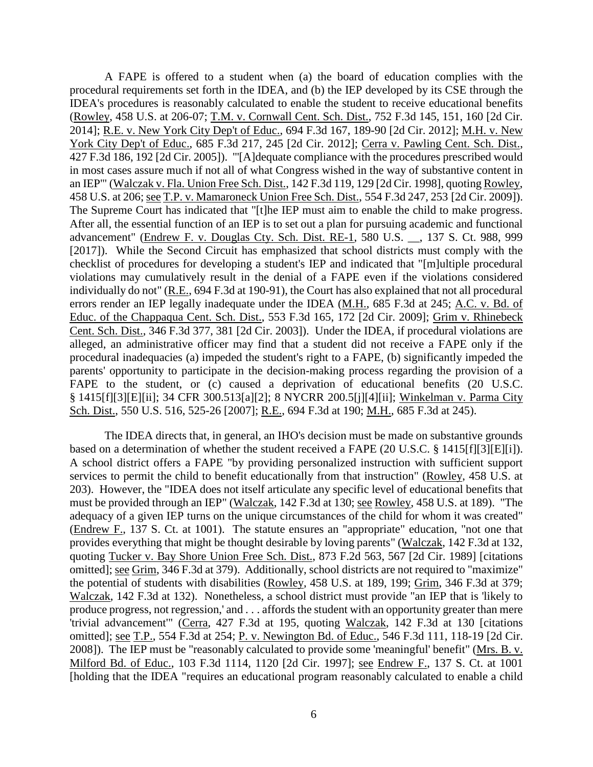A FAPE is offered to a student when (a) the board of education complies with the procedural requirements set forth in the IDEA, and (b) the IEP developed by its CSE through the IDEA's procedures is reasonably calculated to enable the student to receive educational benefits (Rowley, 458 U.S. at 206-07; T.M. v. Cornwall Cent. Sch. Dist., 752 F.3d 145, 151, 160 [2d Cir. 2014]; R.E. v. New York City Dep't of Educ., 694 F.3d 167, 189-90 [2d Cir. 2012]; M.H. v. New York City Dep't of Educ., 685 F.3d 217, 245 [2d Cir. 2012]; Cerra v. Pawling Cent. Sch. Dist., 427 F.3d 186, 192 [2d Cir. 2005]). "'[A]dequate compliance with the procedures prescribed would in most cases assure much if not all of what Congress wished in the way of substantive content in an IEP'" (Walczak v. Fla. Union Free Sch. Dist., 142 F.3d 119, 129 [2d Cir. 1998], quoting Rowley, 458 U.S. at 206; see T.P. v. Mamaroneck Union Free Sch. Dist., 554 F.3d 247, 253 [2d Cir. 2009]). The Supreme Court has indicated that "[t]he IEP must aim to enable the child to make progress. After all, the essential function of an IEP is to set out a plan for pursuing academic and functional advancement" (Endrew F. v. Douglas Cty. Sch. Dist. RE-1, 580 U.S. __, 137 S. Ct. 988, 999 [2017]). While the Second Circuit has emphasized that school districts must comply with the checklist of procedures for developing a student's IEP and indicated that "[m]ultiple procedural violations may cumulatively result in the denial of a FAPE even if the violations considered individually do not" (R.E., 694 F.3d at 190-91), the Court has also explained that not all procedural errors render an IEP legally inadequate under the IDEA (M.H., 685 F.3d at 245; A.C. v. Bd. of Educ. of the Chappaqua Cent. Sch. Dist., 553 F.3d 165, 172 [2d Cir. 2009]; Grim v. Rhinebeck Cent. Sch. Dist., 346 F.3d 377, 381 [2d Cir. 2003]). Under the IDEA, if procedural violations are alleged, an administrative officer may find that a student did not receive a FAPE only if the procedural inadequacies (a) impeded the student's right to a FAPE, (b) significantly impeded the parents' opportunity to participate in the decision-making process regarding the provision of a FAPE to the student, or (c) caused a deprivation of educational benefits (20 U.S.C. § 1415[f][3][E][ii]; 34 CFR 300.513[a][2]; 8 NYCRR 200.5[j][4][ii]; Winkelman v. Parma City Sch. Dist., 550 U.S. 516, 525-26 [2007]; R.E., 694 F.3d at 190; M.H., 685 F.3d at 245).

The IDEA directs that, in general, an IHO's decision must be made on substantive grounds based on a determination of whether the student received a FAPE (20 U.S.C. § 1415[f][3][E][i]). A school district offers a FAPE "by providing personalized instruction with sufficient support services to permit the child to benefit educationally from that instruction" (Rowley, 458 U.S. at 203). However, the "IDEA does not itself articulate any specific level of educational benefits that must be provided through an IEP" (Walczak, 142 F.3d at 130; see Rowley, 458 U.S. at 189). "The adequacy of a given IEP turns on the unique circumstances of the child for whom it was created" (Endrew F., 137 S. Ct. at 1001). The statute ensures an "appropriate" education, "not one that provides everything that might be thought desirable by loving parents" (Walczak, 142 F.3d at 132, quoting Tucker v. Bay Shore Union Free Sch. Dist., 873 F.2d 563, 567 [2d Cir. 1989] [citations omitted]; see Grim, 346 F.3d at 379). Additionally, school districts are not required to "maximize" the potential of students with disabilities (Rowley, 458 U.S. at 189, 199; Grim, 346 F.3d at 379; Walczak, 142 F.3d at 132). Nonetheless, a school district must provide "an IEP that is 'likely to produce progress, not regression,' and . . . affords the student with an opportunity greater than mere 'trivial advancement'" (Cerra, 427 F.3d at 195, quoting Walczak, 142 F.3d at 130 [citations omitted]; see T.P., 554 F.3d at 254; P. v. Newington Bd. of Educ., 546 F.3d 111, 118-19 [2d Cir. 2008]). The IEP must be "reasonably calculated to provide some 'meaningful' benefit" (Mrs. B. v. Milford Bd. of Educ., 103 F.3d 1114, 1120 [2d Cir. 1997]; see Endrew F., 137 S. Ct. at 1001 [holding that the IDEA "requires an educational program reasonably calculated to enable a child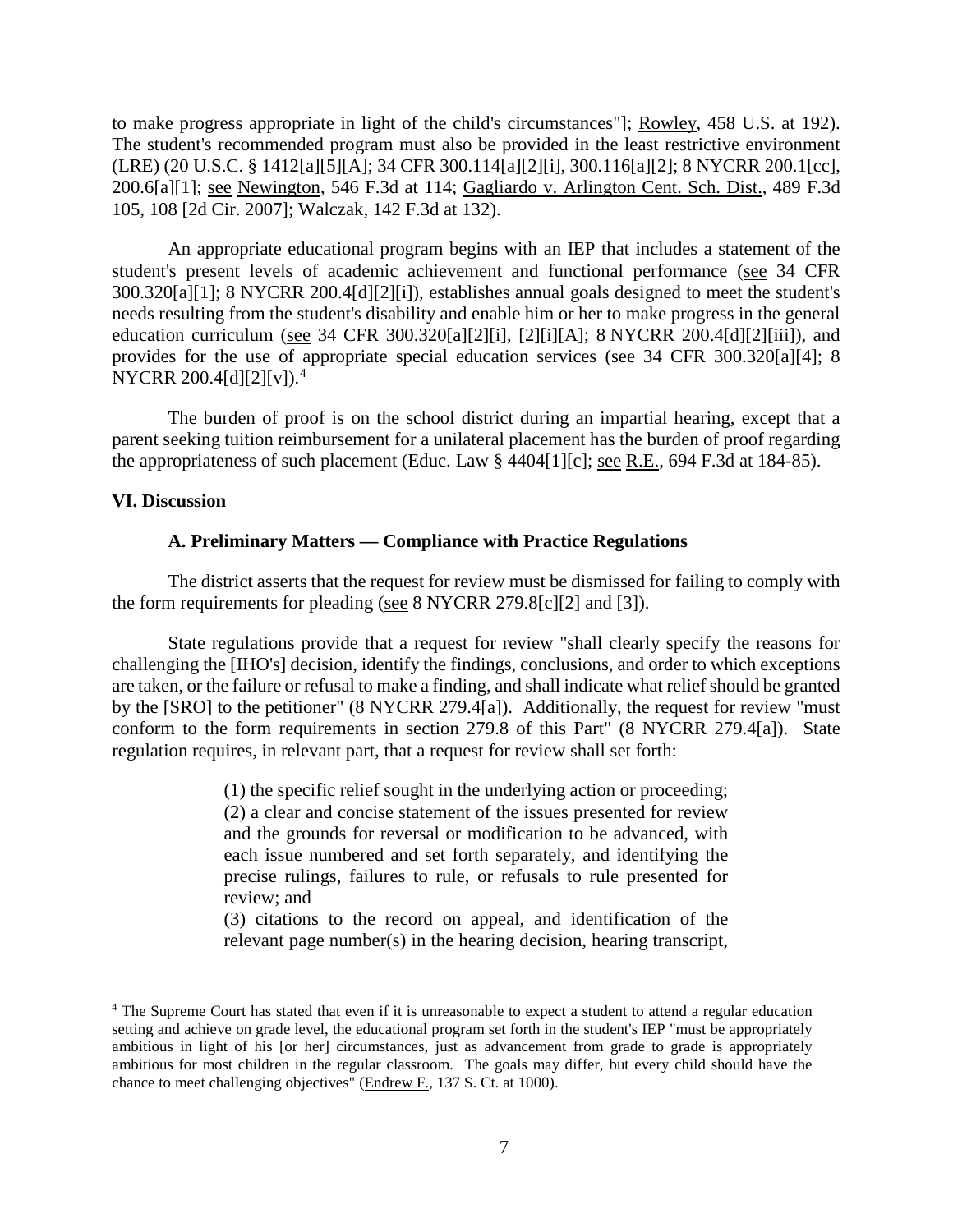to make progress appropriate in light of the child's circumstances"]; Rowley, 458 U.S. at 192). The student's recommended program must also be provided in the least restrictive environment (LRE) (20 U.S.C. § 1412[a][5][A]; 34 CFR 300.114[a][2][i], 300.116[a][2]; 8 NYCRR 200.1[cc], 200.6[a][1]; see Newington, 546 F.3d at 114; Gagliardo v. Arlington Cent. Sch. Dist., 489 F.3d 105, 108 [2d Cir. 2007]; Walczak, 142 F.3d at 132).

An appropriate educational program begins with an IEP that includes a statement of the student's present levels of academic achievement and functional performance (see 34 CFR 300.320[a][1]; 8 NYCRR 200.4[d][2][i]), establishes annual goals designed to meet the student's needs resulting from the student's disability and enable him or her to make progress in the general education curriculum (see 34 CFR 300.320[a][2][i], [2][i][A]; 8 NYCRR 200.4[d][2][iii]), and provides for the use of appropriate special education services (see 34 CFR 300.320[a][4]; 8 NYCRR 200.4[d][2][v]).[4]

The burden of proof is on the school district during an impartial hearing, except that a parent seeking tuition reimbursement for a unilateral placement has the burden of proof regarding the appropriateness of such placement (Educ. Law § 4404[1][c]; see R.E., 694 F.3d at 184-85).

## VI. Discussion

### A. Preliminary Matters — Compliance with Practice Regulations

The district asserts that the request for review must be dismissed for failing to comply with the form requirements for pleading (see 8 NYCRR 279.8[c][2] and [3]).

State regulations provide that a request for review "shall clearly specify the reasons for challenging the [IHO's] decision, identify the findings, conclusions, and order to which exceptions are taken, or the failure or refusal to make a finding, and shall indicate what relief should be granted by the [SRO] to the petitioner" (8 NYCRR 279.4[a]). Additionally, the request for review "must conform to the form requirements in section 279.8 of this Part" (8 NYCRR 279.4[a]). State regulation requires, in relevant part, that a request for review shall set forth:

> (1) the specific relief sought in the underlying action or proceeding;
> (2) a clear and concise statement of the issues presented for review and the grounds for reversal or modification to be advanced, with each issue numbered and set forth separately, and identifying the precise rulings, failures to rule, or refusals to rule presented for review; and
> (3) citations to the record on appeal, and identification of the relevant page number(s) in the hearing decision, hearing transcript,

[4] The Supreme Court has stated that even if it is unreasonable to expect a student to attend a regular education setting and achieve on grade level, the educational program set forth in the student's IEP "must be appropriately ambitious in light of his [or her] circumstances, just as advancement from grade to grade is appropriately ambitious for most children in the regular classroom. The goals may differ, but every child should have the chance to meet challenging objectives" (Endrew F., 137 S. Ct. at 1000).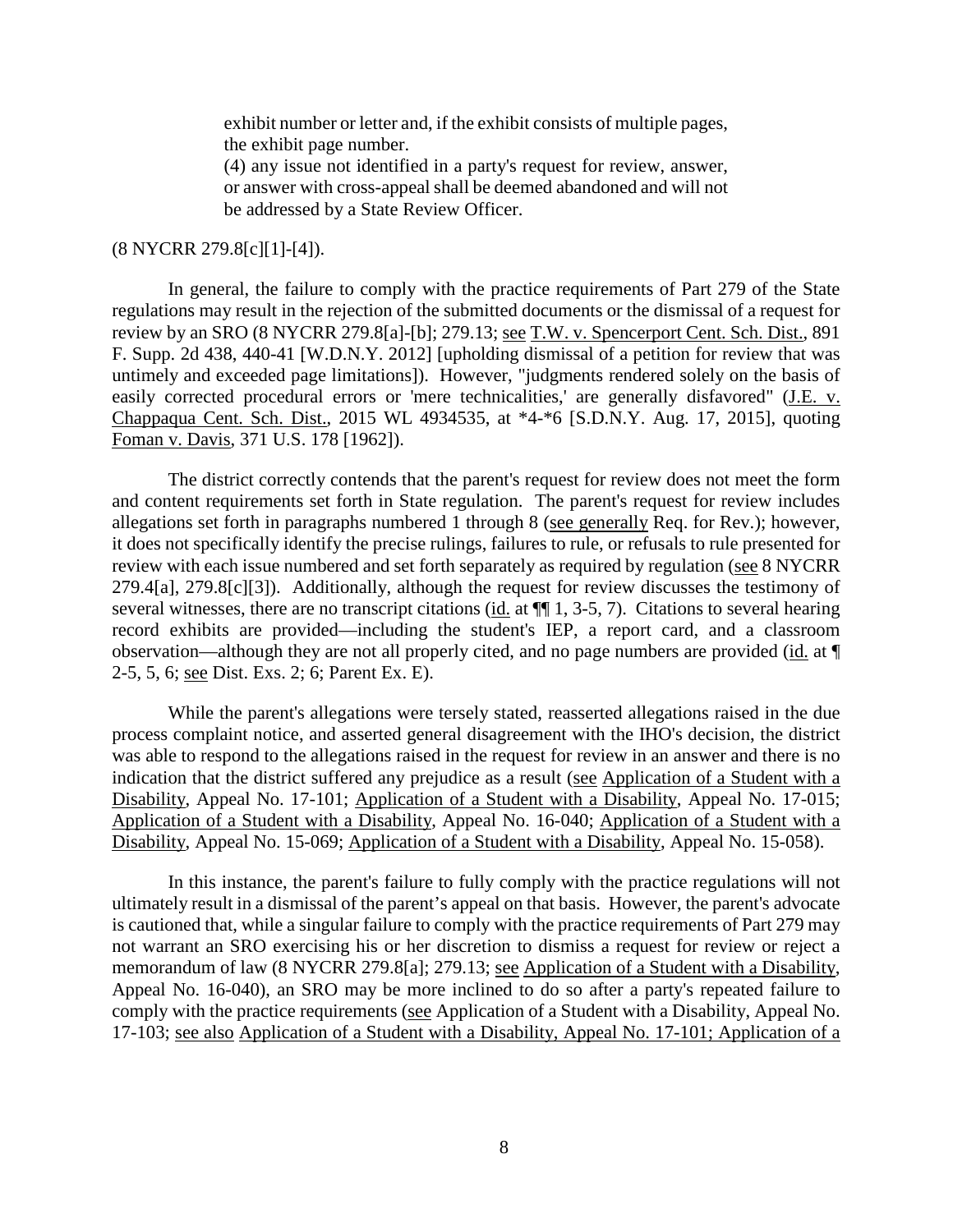> exhibit number or letter and, if the exhibit consists of multiple pages, the exhibit page number.
> (4) any issue not identified in a party's request for review, answer, or answer with cross-appeal shall be deemed abandoned and will not be addressed by a State Review Officer.

(8 NYCRR 279.8[c][1]-[4]).

In general, the failure to comply with the practice requirements of Part 279 of the State regulations may result in the rejection of the submitted documents or the dismissal of a request for review by an SRO (8 NYCRR 279.8[a]-[b]; 279.13; see T.W. v. Spencerport Cent. Sch. Dist., 891 F. Supp. 2d 438, 440-41 [W.D.N.Y. 2012] [upholding dismissal of a petition for review that was untimely and exceeded page limitations]). However, "judgments rendered solely on the basis of easily corrected procedural errors or 'mere technicalities,' are generally disfavored" (J.E. v. Chappaqua Cent. Sch. Dist., 2015 WL 4934535, at *4-*6 [S.D.N.Y. Aug. 17, 2015], quoting Foman v. Davis, 371 U.S. 178 [1962]).

The district correctly contends that the parent's request for review does not meet the form and content requirements set forth in State regulation. The parent's request for review includes allegations set forth in paragraphs numbered 1 through 8 (see generally Req. for Rev.); however, it does not specifically identify the precise rulings, failures to rule, or refusals to rule presented for review with each issue numbered and set forth separately as required by regulation (see 8 NYCRR 279.4[a], 279.8[c][3]). Additionally, although the request for review discusses the testimony of several witnesses, there are no transcript citations (id. at ¶¶ 1, 3-5, 7). Citations to several hearing record exhibits are provided—including the student's IEP, a report card, and a classroom observation—although they are not all properly cited, and no page numbers are provided (id. at ¶ 2-5, 5, 6; see Dist. Exs. 2; 6; Parent Ex. E).

While the parent's allegations were tersely stated, reasserted allegations raised in the due process complaint notice, and asserted general disagreement with the IHO's decision, the district was able to respond to the allegations raised in the request for review in an answer and there is no indication that the district suffered any prejudice as a result (see Application of a Student with a Disability, Appeal No. 17-101; Application of a Student with a Disability, Appeal No. 17-015; Application of a Student with a Disability, Appeal No. 16-040; Application of a Student with a Disability, Appeal No. 15-069; Application of a Student with a Disability, Appeal No. 15-058).

In this instance, the parent's failure to fully comply with the practice regulations will not ultimately result in a dismissal of the parent's appeal on that basis. However, the parent's advocate is cautioned that, while a singular failure to comply with the practice requirements of Part 279 may not warrant an SRO exercising his or her discretion to dismiss a request for review or reject a memorandum of law (8 NYCRR 279.8[a]; 279.13; see Application of a Student with a Disability, Appeal No. 16-040), an SRO may be more inclined to do so after a party's repeated failure to comply with the practice requirements (see Application of a Student with a Disability, Appeal No. 17-103; see also Application of a Student with a Disability, Appeal No. 17-101; Application of a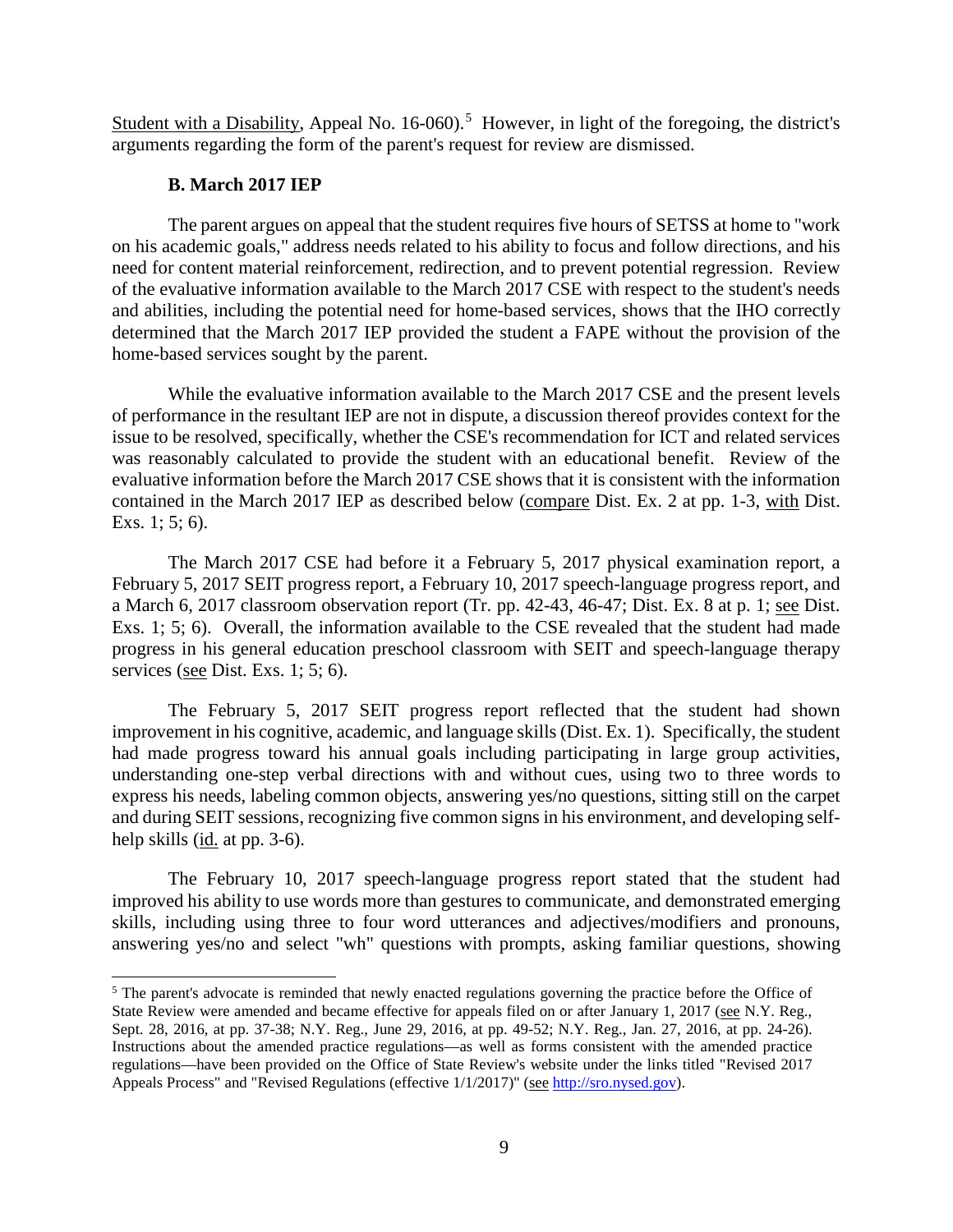Student with a Disability, Appeal No. 16-060).[5] However, in light of the foregoing, the district's arguments regarding the form of the parent's request for review are dismissed.

### B. March 2017 IEP

The parent argues on appeal that the student requires five hours of SETSS at home to "work on his academic goals," address needs related to his ability to focus and follow directions, and his need for content material reinforcement, redirection, and to prevent potential regression. Review of the evaluative information available to the March 2017 CSE with respect to the student's needs and abilities, including the potential need for home-based services, shows that the IHO correctly determined that the March 2017 IEP provided the student a FAPE without the provision of the home-based services sought by the parent.

While the evaluative information available to the March 2017 CSE and the present levels of performance in the resultant IEP are not in dispute, a discussion thereof provides context for the issue to be resolved, specifically, whether the CSE's recommendation for ICT and related services was reasonably calculated to provide the student with an educational benefit. Review of the evaluative information before the March 2017 CSE shows that it is consistent with the information contained in the March 2017 IEP as described below (compare Dist. Ex. 2 at pp. 1-3, with Dist. Exs. 1; 5; 6).

The March 2017 CSE had before it a February 5, 2017 physical examination report, a February 5, 2017 SEIT progress report, a February 10, 2017 speech-language progress report, and a March 6, 2017 classroom observation report (Tr. pp. 42-43, 46-47; Dist. Ex. 8 at p. 1; see Dist. Exs. 1; 5; 6). Overall, the information available to the CSE revealed that the student had made progress in his general education preschool classroom with SEIT and speech-language therapy services (see Dist. Exs. 1; 5; 6).

The February 5, 2017 SEIT progress report reflected that the student had shown improvement in his cognitive, academic, and language skills (Dist. Ex. 1). Specifically, the student had made progress toward his annual goals including participating in large group activities, understanding one-step verbal directions with and without cues, using two to three words to express his needs, labeling common objects, answering yes/no questions, sitting still on the carpet and during SEIT sessions, recognizing five common signs in his environment, and developing self-help skills (id. at pp. 3-6).

The February 10, 2017 speech-language progress report stated that the student had improved his ability to use words more than gestures to communicate, and demonstrated emerging skills, including using three to four word utterances and adjectives/modifiers and pronouns, answering yes/no and select "wh" questions with prompts, asking familiar questions, showing

[5] The parent's advocate is reminded that newly enacted regulations governing the practice before the Office of State Review were amended and became effective for appeals filed on or after January 1, 2017 (see N.Y. Reg., Sept. 28, 2016, at pp. 37-38; N.Y. Reg., June 29, 2016, at pp. 49-52; N.Y. Reg., Jan. 27, 2016, at pp. 24-26). Instructions about the amended practice regulations—as well as forms consistent with the amended practice regulations—have been provided on the Office of State Review's website under the links titled "Revised 2017 Appeals Process" and "Revised Regulations (effective 1/1/2017)" (see http://sro.nysed.gov).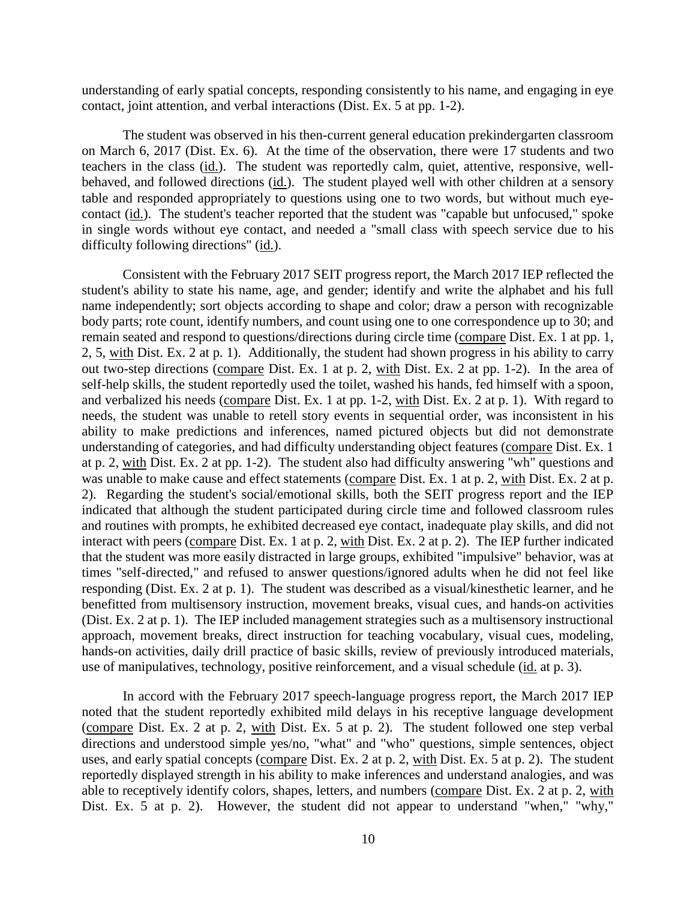understanding of early spatial concepts, responding consistently to his name, and engaging in eye contact, joint attention, and verbal interactions (Dist. Ex. 5 at pp. 1-2).

The student was observed in his then-current general education prekindergarten classroom on March 6, 2017 (Dist. Ex. 6). At the time of the observation, there were 17 students and two teachers in the class (id.). The student was reportedly calm, quiet, attentive, responsive, well-behaved, and followed directions (id.). The student played well with other children at a sensory table and responded appropriately to questions using one to two words, but without much eye-contact (id.). The student's teacher reported that the student was "capable but unfocused," spoke in single words without eye contact, and needed a "small class with speech service due to his difficulty following directions" (id.).

Consistent with the February 2017 SEIT progress report, the March 2017 IEP reflected the student's ability to state his name, age, and gender; identify and write the alphabet and his full name independently; sort objects according to shape and color; draw a person with recognizable body parts; rote count, identify numbers, and count using one to one correspondence up to 30; and remain seated and respond to questions/directions during circle time (compare Dist. Ex. 1 at pp. 1, 2, 5, with Dist. Ex. 2 at p. 1). Additionally, the student had shown progress in his ability to carry out two-step directions (compare Dist. Ex. 1 at p. 2, with Dist. Ex. 2 at pp. 1-2). In the area of self-help skills, the student reportedly used the toilet, washed his hands, fed himself with a spoon, and verbalized his needs (compare Dist. Ex. 1 at pp. 1-2, with Dist. Ex. 2 at p. 1). With regard to needs, the student was unable to retell story events in sequential order, was inconsistent in his ability to make predictions and inferences, named pictured objects but did not demonstrate understanding of categories, and had difficulty understanding object features (compare Dist. Ex. 1 at p. 2, with Dist. Ex. 2 at pp. 1-2). The student also had difficulty answering "wh" questions and was unable to make cause and effect statements (compare Dist. Ex. 1 at p. 2, with Dist. Ex. 2 at p. 2). Regarding the student's social/emotional skills, both the SEIT progress report and the IEP indicated that although the student participated during circle time and followed classroom rules and routines with prompts, he exhibited decreased eye contact, inadequate play skills, and did not interact with peers (compare Dist. Ex. 1 at p. 2, with Dist. Ex. 2 at p. 2). The IEP further indicated that the student was more easily distracted in large groups, exhibited "impulsive" behavior, was at times "self-directed," and refused to answer questions/ignored adults when he did not feel like responding (Dist. Ex. 2 at p. 1). The student was described as a visual/kinesthetic learner, and he benefitted from multisensory instruction, movement breaks, visual cues, and hands-on activities (Dist. Ex. 2 at p. 1). The IEP included management strategies such as a multisensory instructional approach, movement breaks, direct instruction for teaching vocabulary, visual cues, modeling, hands-on activities, daily drill practice of basic skills, review of previously introduced materials, use of manipulatives, technology, positive reinforcement, and a visual schedule (id. at p. 3).

In accord with the February 2017 speech-language progress report, the March 2017 IEP noted that the student reportedly exhibited mild delays in his receptive language development (compare Dist. Ex. 2 at p. 2, with Dist. Ex. 5 at p. 2). The student followed one step verbal directions and understood simple yes/no, "what" and "who" questions, simple sentences, object uses, and early spatial concepts (compare Dist. Ex. 2 at p. 2, with Dist. Ex. 5 at p. 2). The student reportedly displayed strength in his ability to make inferences and understand analogies, and was able to receptively identify colors, shapes, letters, and numbers (compare Dist. Ex. 2 at p. 2, with Dist. Ex. 5 at p. 2). However, the student did not appear to understand "when," "why,"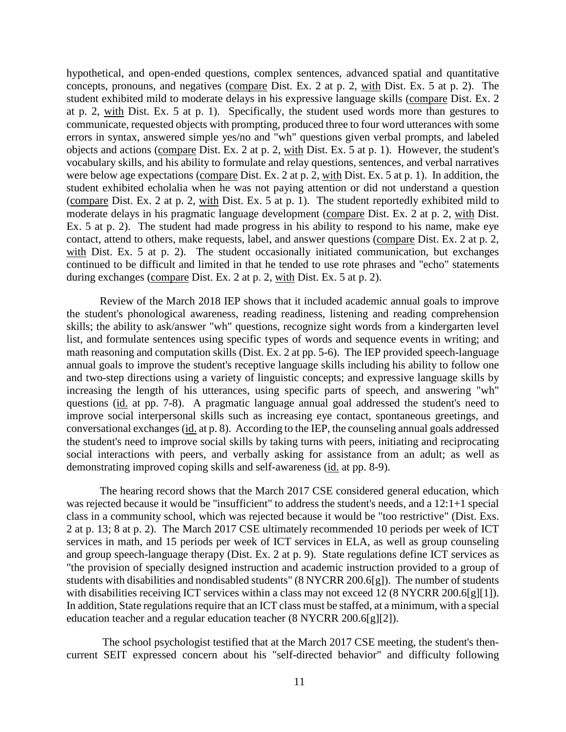hypothetical, and open-ended questions, complex sentences, advanced spatial and quantitative concepts, pronouns, and negatives (compare Dist. Ex. 2 at p. 2, with Dist. Ex. 5 at p. 2). The student exhibited mild to moderate delays in his expressive language skills (compare Dist. Ex. 2 at p. 2, with Dist. Ex. 5 at p. 1). Specifically, the student used words more than gestures to communicate, requested objects with prompting, produced three to four word utterances with some errors in syntax, answered simple yes/no and "wh" questions given verbal prompts, and labeled objects and actions (compare Dist. Ex. 2 at p. 2, with Dist. Ex. 5 at p. 1). However, the student's vocabulary skills, and his ability to formulate and relay questions, sentences, and verbal narratives were below age expectations (compare Dist. Ex. 2 at p. 2, with Dist. Ex. 5 at p. 1). In addition, the student exhibited echolalia when he was not paying attention or did not understand a question (compare Dist. Ex. 2 at p. 2, with Dist. Ex. 5 at p. 1). The student reportedly exhibited mild to moderate delays in his pragmatic language development (compare Dist. Ex. 2 at p. 2, with Dist. Ex. 5 at p. 2). The student had made progress in his ability to respond to his name, make eye contact, attend to others, make requests, label, and answer questions (compare Dist. Ex. 2 at p. 2, with Dist. Ex. 5 at p. 2). The student occasionally initiated communication, but exchanges continued to be difficult and limited in that he tended to use rote phrases and "echo" statements during exchanges (compare Dist. Ex. 2 at p. 2, with Dist. Ex. 5 at p. 2).

Review of the March 2018 IEP shows that it included academic annual goals to improve the student's phonological awareness, reading readiness, listening and reading comprehension skills; the ability to ask/answer "wh" questions, recognize sight words from a kindergarten level list, and formulate sentences using specific types of words and sequence events in writing; and math reasoning and computation skills (Dist. Ex. 2 at pp. 5-6). The IEP provided speech-language annual goals to improve the student's receptive language skills including his ability to follow one and two-step directions using a variety of linguistic concepts; and expressive language skills by increasing the length of his utterances, using specific parts of speech, and answering "wh" questions (id. at pp. 7-8). A pragmatic language annual goal addressed the student's need to improve social interpersonal skills such as increasing eye contact, spontaneous greetings, and conversational exchanges (id. at p. 8). According to the IEP, the counseling annual goals addressed the student's need to improve social skills by taking turns with peers, initiating and reciprocating social interactions with peers, and verbally asking for assistance from an adult; as well as demonstrating improved coping skills and self-awareness (id. at pp. 8-9).

The hearing record shows that the March 2017 CSE considered general education, which was rejected because it would be "insufficient" to address the student's needs, and a 12:1+1 special class in a community school, which was rejected because it would be "too restrictive" (Dist. Exs. 2 at p. 13; 8 at p. 2). The March 2017 CSE ultimately recommended 10 periods per week of ICT services in math, and 15 periods per week of ICT services in ELA, as well as group counseling and group speech-language therapy (Dist. Ex. 2 at p. 9). State regulations define ICT services as "the provision of specially designed instruction and academic instruction provided to a group of students with disabilities and nondisabled students" (8 NYCRR 200.6[g]). The number of students with disabilities receiving ICT services within a class may not exceed 12 (8 NYCRR 200.6[g][1]). In addition, State regulations require that an ICT class must be staffed, at a minimum, with a special education teacher and a regular education teacher (8 NYCRR 200.6[g][2]).

The school psychologist testified that at the March 2017 CSE meeting, the student's then-current SEIT expressed concern about his "self-directed behavior" and difficulty following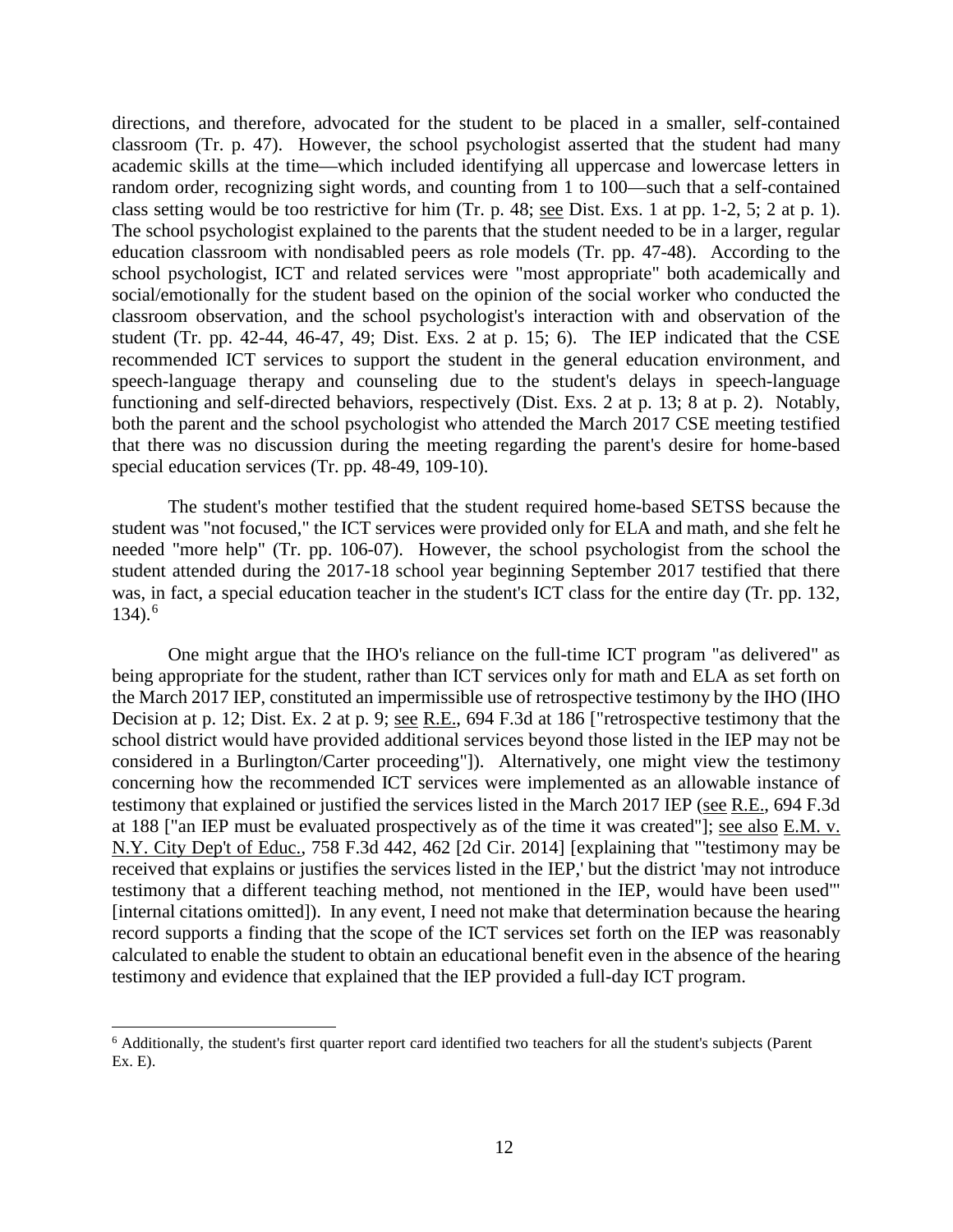directions, and therefore, advocated for the student to be placed in a smaller, self-contained classroom (Tr. p. 47). However, the school psychologist asserted that the student had many academic skills at the time—which included identifying all uppercase and lowercase letters in random order, recognizing sight words, and counting from 1 to 100—such that a self-contained class setting would be too restrictive for him (Tr. p. 48; see Dist. Exs. 1 at pp. 1-2, 5; 2 at p. 1). The school psychologist explained to the parents that the student needed to be in a larger, regular education classroom with nondisabled peers as role models (Tr. pp. 47-48). According to the school psychologist, ICT and related services were "most appropriate" both academically and social/emotionally for the student based on the opinion of the social worker who conducted the classroom observation, and the school psychologist's interaction with and observation of the student (Tr. pp. 42-44, 46-47, 49; Dist. Exs. 2 at p. 15; 6). The IEP indicated that the CSE recommended ICT services to support the student in the general education environment, and speech-language therapy and counseling due to the student's delays in speech-language functioning and self-directed behaviors, respectively (Dist. Exs. 2 at p. 13; 8 at p. 2). Notably, both the parent and the school psychologist who attended the March 2017 CSE meeting testified that there was no discussion during the meeting regarding the parent's desire for home-based special education services (Tr. pp. 48-49, 109-10).

The student's mother testified that the student required home-based SETSS because the student was "not focused," the ICT services were provided only for ELA and math, and she felt he needed "more help" (Tr. pp. 106-07). However, the school psychologist from the school the student attended during the 2017-18 school year beginning September 2017 testified that there was, in fact, a special education teacher in the student's ICT class for the entire day (Tr. pp. 132, 134).[6]

One might argue that the IHO's reliance on the full-time ICT program "as delivered" as being appropriate for the student, rather than ICT services only for math and ELA as set forth on the March 2017 IEP, constituted an impermissible use of retrospective testimony by the IHO (IHO Decision at p. 12; Dist. Ex. 2 at p. 9; see R.E., 694 F.3d at 186 ["retrospective testimony that the school district would have provided additional services beyond those listed in the IEP may not be considered in a Burlington/Carter proceeding"]). Alternatively, one might view the testimony concerning how the recommended ICT services were implemented as an allowable instance of testimony that explained or justified the services listed in the March 2017 IEP (see R.E., 694 F.3d at 188 ["an IEP must be evaluated prospectively as of the time it was created"]; see also E.M. v. N.Y. City Dep't of Educ., 758 F.3d 442, 462 [2d Cir. 2014] [explaining that "'testimony may be received that explains or justifies the services listed in the IEP,' but the district 'may not introduce testimony that a different teaching method, not mentioned in the IEP, would have been used'" [internal citations omitted]). In any event, I need not make that determination because the hearing record supports a finding that the scope of the ICT services set forth on the IEP was reasonably calculated to enable the student to obtain an educational benefit even in the absence of the hearing testimony and evidence that explained that the IEP provided a full-day ICT program.

[6] Additionally, the student's first quarter report card identified two teachers for all the student's subjects (Parent Ex. E).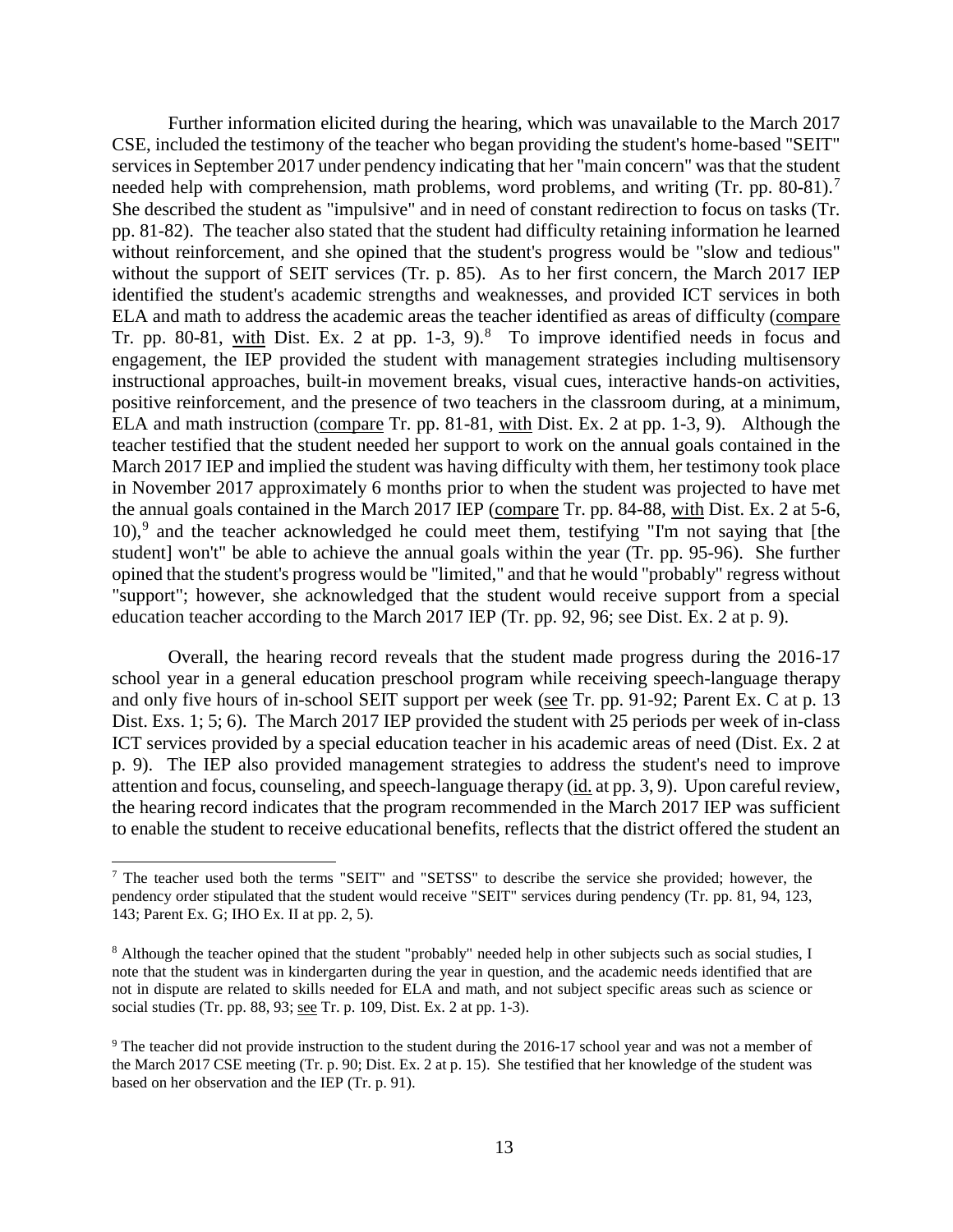Further information elicited during the hearing, which was unavailable to the March 2017 CSE, included the testimony of the teacher who began providing the student's home-based "SEIT" services in September 2017 under pendency indicating that her "main concern" was that the student needed help with comprehension, math problems, word problems, and writing (Tr. pp. 80-81).[7] She described the student as "impulsive" and in need of constant redirection to focus on tasks (Tr. pp. 81-82). The teacher also stated that the student had difficulty retaining information he learned without reinforcement, and she opined that the student's progress would be "slow and tedious" without the support of SEIT services (Tr. p. 85). As to her first concern, the March 2017 IEP identified the student's academic strengths and weaknesses, and provided ICT services in both ELA and math to address the academic areas the teacher identified as areas of difficulty (compare Tr. pp. 80-81, with Dist. Ex. 2 at pp. 1-3, 9).[8] To improve identified needs in focus and engagement, the IEP provided the student with management strategies including multisensory instructional approaches, built-in movement breaks, visual cues, interactive hands-on activities, positive reinforcement, and the presence of two teachers in the classroom during, at a minimum, ELA and math instruction (compare Tr. pp. 81-81, with Dist. Ex. 2 at pp. 1-3, 9). Although the teacher testified that the student needed her support to work on the annual goals contained in the March 2017 IEP and implied the student was having difficulty with them, her testimony took place in November 2017 approximately 6 months prior to when the student was projected to have met the annual goals contained in the March 2017 IEP (compare Tr. pp. 84-88, with Dist. Ex. 2 at 5-6, 10),[9] and the teacher acknowledged he could meet them, testifying "I'm not saying that [the student] won't" be able to achieve the annual goals within the year (Tr. pp. 95-96). She further opined that the student's progress would be "limited," and that he would "probably" regress without "support"; however, she acknowledged that the student would receive support from a special education teacher according to the March 2017 IEP (Tr. pp. 92, 96; see Dist. Ex. 2 at p. 9).

Overall, the hearing record reveals that the student made progress during the 2016-17 school year in a general education preschool program while receiving speech-language therapy and only five hours of in-school SEIT support per week (see Tr. pp. 91-92; Parent Ex. C at p. 13 Dist. Exs. 1; 5; 6). The March 2017 IEP provided the student with 25 periods per week of in-class ICT services provided by a special education teacher in his academic areas of need (Dist. Ex. 2 at p. 9). The IEP also provided management strategies to address the student's need to improve attention and focus, counseling, and speech-language therapy (id. at pp. 3, 9). Upon careful review, the hearing record indicates that the program recommended in the March 2017 IEP was sufficient to enable the student to receive educational benefits, reflects that the district offered the student an

---

[7] The teacher used both the terms "SEIT" and "SETSS" to describe the service she provided; however, the pendency order stipulated that the student would receive "SEIT" services during pendency (Tr. pp. 81, 94, 123, 143; Parent Ex. G; IHO Ex. II at pp. 2, 5).

[8] Although the teacher opined that the student "probably" needed help in other subjects such as social studies, I note that the student was in kindergarten during the year in question, and the academic needs identified that are not in dispute are related to skills needed for ELA and math, and not subject specific areas such as science or social studies (Tr. pp. 88, 93; see Tr. p. 109, Dist. Ex. 2 at pp. 1-3).

[9] The teacher did not provide instruction to the student during the 2016-17 school year and was not a member of the March 2017 CSE meeting (Tr. p. 90; Dist. Ex. 2 at p. 15). She testified that her knowledge of the student was based on her observation and the IEP (Tr. p. 91).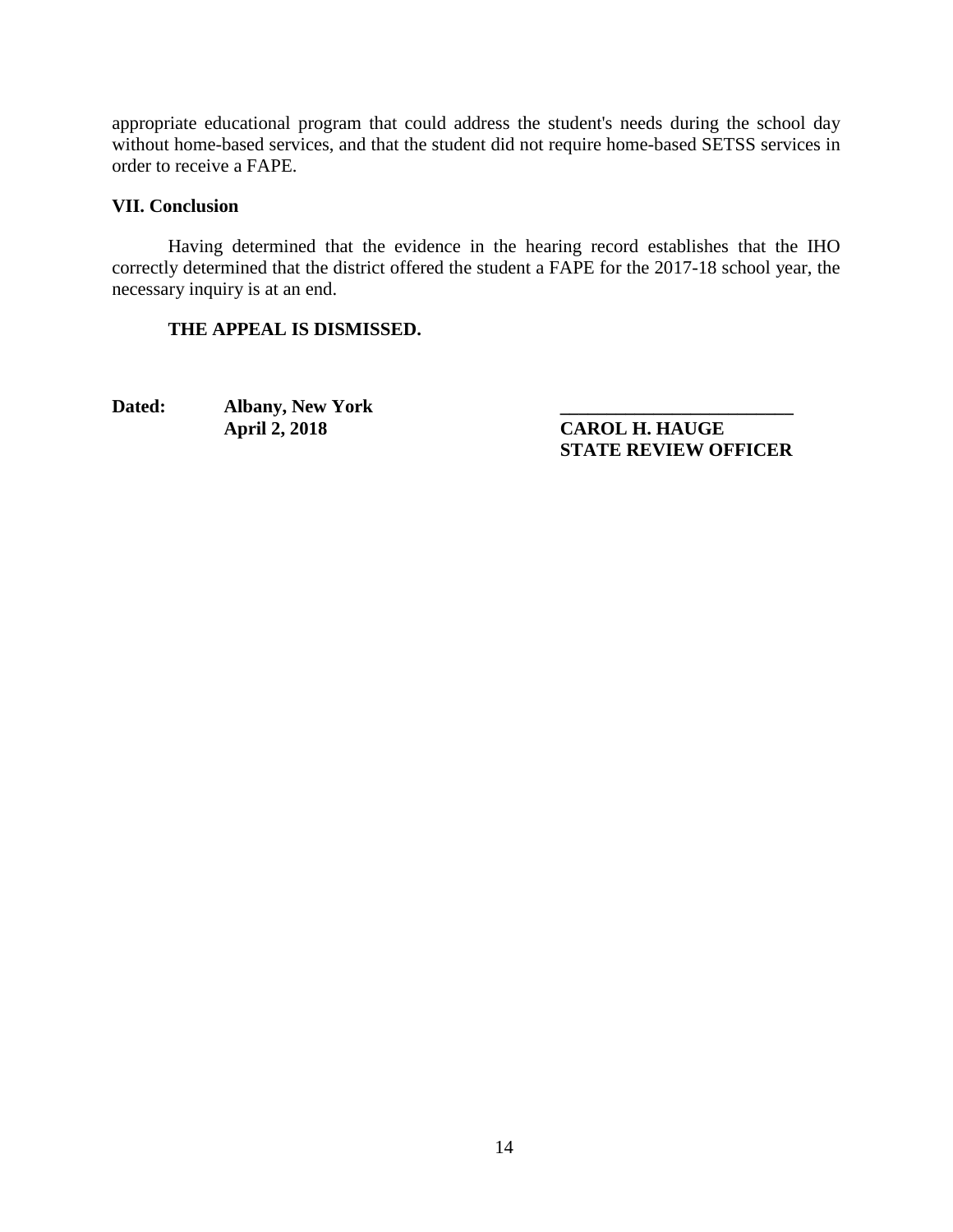appropriate educational program that could address the student's needs during the school day without home-based services, and that the student did not require home-based SETSS services in order to receive a FAPE.

## VII. Conclusion

Having determined that the evidence in the hearing record establishes that the IHO correctly determined that the district offered the student a FAPE for the 2017-18 school year, the necessary inquiry is at an end.

**THE APPEAL IS DISMISSED.**

**Dated:** **Albany, New York**
**April 2, 2018**

_________________________
**CAROL H. HAUGE**
**STATE REVIEW OFFICER**